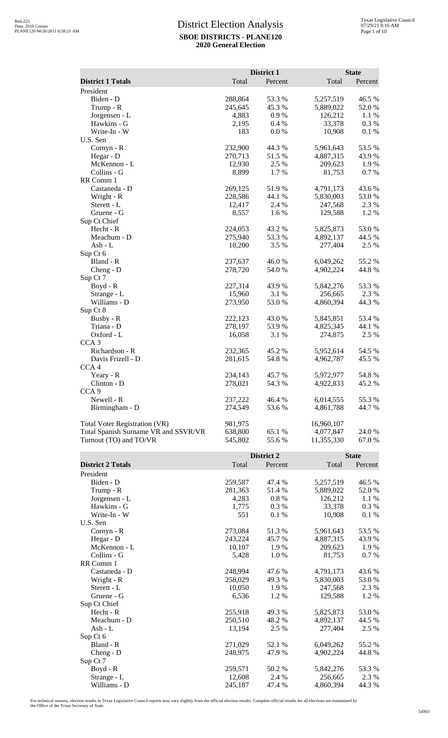# District Election Analysis

**SBOE DISTRICTS - PLANE120**

**2020 General Election**

| District 1 Totals | District 1 Total | District 1 Percent | State Total | State Percent |
|---|---|---|---|---|
| President | | | | |
| Biden - D | 288,864 | 53.3 % | 5,257,519 | 46.5 % |
| Trump - R | 245,645 | 45.3 % | 5,889,022 | 52.0 % |
| Jorgensen - L | 4,883 | 0.9 % | 126,212 | 1.1 % |
| Hawkins - G | 2,195 | 0.4 % | 33,378 | 0.3 % |
| Write-In - W | 183 | 0.0 % | 10,908 | 0.1 % |
| U.S. Sen | | | | |
| Cornyn - R | 232,900 | 44.3 % | 5,961,643 | 53.5 % |
| Hegar - D | 270,713 | 51.5 % | 4,887,315 | 43.9 % |
| McKennon - L | 12,930 | 2.5 % | 209,623 | 1.9 % |
| Collins - G | 8,899 | 1.7 % | 81,753 | 0.7 % |
| RR Comm 1 | | | | |
| Castaneda - D | 269,125 | 51.9 % | 4,791,173 | 43.6 % |
| Wright - R | 228,586 | 44.1 % | 5,830,003 | 53.0 % |
| Sterett - L | 12,417 | 2.4 % | 247,568 | 2.3 % |
| Gruene - G | 8,557 | 1.6 % | 129,588 | 1.2 % |
| Sup Ct Chief | | | | |
| Hecht - R | 224,053 | 43.2 % | 5,825,873 | 53.0 % |
| Meachum - D | 275,940 | 53.3 % | 4,892,137 | 44.5 % |
| Ash - L | 18,200 | 3.5 % | 277,404 | 2.5 % |
| Sup Ct 6 | | | | |
| Bland - R | 237,637 | 46.0 % | 6,049,262 | 55.2 % |
| Cheng - D | 278,720 | 54.0 % | 4,902,224 | 44.8 % |
| Sup Ct 7 | | | | |
| Boyd - R | 227,314 | 43.9 % | 5,842,276 | 53.3 % |
| Strange - L | 15,960 | 3.1 % | 256,665 | 2.3 % |
| Williams - D | 273,950 | 53.0 % | 4,860,394 | 44.3 % |
| Sup Ct 8 | | | | |
| Busby - R | 222,123 | 43.0 % | 5,845,851 | 53.4 % |
| Triana - D | 278,197 | 53.9 % | 4,825,345 | 44.1 % |
| Oxford - L | 16,058 | 3.1 % | 274,875 | 2.5 % |
| CCA 3 | | | | |
| Richardson - R | 232,365 | 45.2 % | 5,952,614 | 54.5 % |
| Davis Frizell - D | 281,615 | 54.8 % | 4,962,787 | 45.5 % |
| CCA 4 | | | | |
| Yeary - R | 234,143 | 45.7 % | 5,972,977 | 54.8 % |
| Clinton - D | 278,021 | 54.3 % | 4,922,833 | 45.2 % |
| CCA 9 | | | | |
| Newell - R | 237,222 | 46.4 % | 6,014,555 | 55.3 % |
| Birmingham - D | 274,549 | 53.6 % | 4,861,788 | 44.7 % |
| | | | | |
| Total Voter Registration (VR) | 981,975 | | 16,960,107 | |
| Total Spanish Surname VR and SSVR/VR | 638,800 | 65.1 % | 4,077,847 | 24.0 % |
| Turnout (TO) and TO/VR | 545,802 | 55.6 % | 11,355,330 | 67.0 % |

| District 2 Totals | District 2 Total | District 2 Percent | State Total | State Percent |
|---|---|---|---|---|
| President | | | | |
| Biden - D | 259,587 | 47.4 % | 5,257,519 | 46.5 % |
| Trump - R | 281,363 | 51.4 % | 5,889,022 | 52.0 % |
| Jorgensen - L | 4,283 | 0.8 % | 126,212 | 1.1 % |
| Hawkins - G | 1,775 | 0.3 % | 33,378 | 0.3 % |
| Write-In - W | 551 | 0.1 % | 10,908 | 0.1 % |
| U.S. Sen | | | | |
| Cornyn - R | 273,084 | 51.3 % | 5,961,643 | 53.5 % |
| Hegar - D | 243,224 | 45.7 % | 4,887,315 | 43.9 % |
| McKennon - L | 10,107 | 1.9 % | 209,623 | 1.9 % |
| Collins - G | 5,428 | 1.0 % | 81,753 | 0.7 % |
| RR Comm 1 | | | | |
| Castaneda - D | 248,994 | 47.6 % | 4,791,173 | 43.6 % |
| Wright - R | 258,029 | 49.3 % | 5,830,003 | 53.0 % |
| Sterett - L | 10,050 | 1.9 % | 247,568 | 2.3 % |
| Gruene - G | 6,536 | 1.2 % | 129,588 | 1.2 % |
| Sup Ct Chief | | | | |
| Hecht - R | 255,918 | 49.3 % | 5,825,873 | 53.0 % |
| Meachum - D | 250,510 | 48.2 % | 4,892,137 | 44.5 % |
| Ash - L | 13,194 | 2.5 % | 277,404 | 2.5 % |
| Sup Ct 6 | | | | |
| Bland - R | 271,029 | 52.1 % | 6,049,262 | 55.2 % |
| Cheng - D | 248,975 | 47.9 % | 4,902,224 | 44.8 % |
| Sup Ct 7 | | | | |
| Boyd - R | 259,571 | 50.2 % | 5,842,276 | 53.3 % |
| Strange - L | 12,608 | 2.4 % | 256,665 | 2.3 % |
| Williams - D | 245,187 | 47.4 % | 4,860,394 | 44.3 % |

For technical reasons, election results in Texas Legislative Council reports may vary slightly from the official election results. Complete official results for all elections are maintained by the Office of the Texas Secretary of State.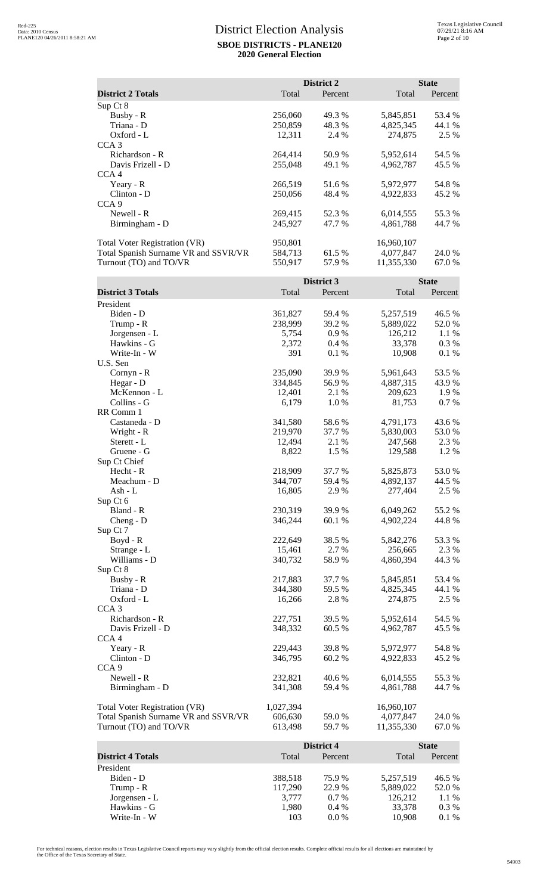# District Election Analysis

**SBOE DISTRICTS - PLANE120**

**2020 General Election**

| District 2 Totals | District 2 Total | District 2 Percent | State Total | State Percent |
|---|---|---|---|---|
| Sup Ct 8 | | | | |
| Busby - R | 256,060 | 49.3 % | 5,845,851 | 53.4 % |
| Triana - D | 250,859 | 48.3 % | 4,825,345 | 44.1 % |
| Oxford - L | 12,311 | 2.4 % | 274,875 | 2.5 % |
| CCA 3 | | | | |
| Richardson - R | 264,414 | 50.9 % | 5,952,614 | 54.5 % |
| Davis Frizell - D | 255,048 | 49.1 % | 4,962,787 | 45.5 % |
| CCA 4 | | | | |
| Yeary - R | 266,519 | 51.6 % | 5,972,977 | 54.8 % |
| Clinton - D | 250,056 | 48.4 % | 4,922,833 | 45.2 % |
| CCA 9 | | | | |
| Newell - R | 269,415 | 52.3 % | 6,014,555 | 55.3 % |
| Birmingham - D | 245,927 | 47.7 % | 4,861,788 | 44.7 % |
| Total Voter Registration (VR) | 950,801 | | 16,960,107 | |
| Total Spanish Surname VR and SSVR/VR | 584,713 | 61.5 % | 4,077,847 | 24.0 % |
| Turnout (TO) and TO/VR | 550,917 | 57.9 % | 11,355,330 | 67.0 % |

| District 3 Totals | District 3 Total | District 3 Percent | State Total | State Percent |
|---|---|---|---|---|
| President | | | | |
| Biden - D | 361,827 | 59.4 % | 5,257,519 | 46.5 % |
| Trump - R | 238,999 | 39.2 % | 5,889,022 | 52.0 % |
| Jorgensen - L | 5,754 | 0.9 % | 126,212 | 1.1 % |
| Hawkins - G | 2,372 | 0.4 % | 33,378 | 0.3 % |
| Write-In - W | 391 | 0.1 % | 10,908 | 0.1 % |
| U.S. Sen | | | | |
| Cornyn - R | 235,090 | 39.9 % | 5,961,643 | 53.5 % |
| Hegar - D | 334,845 | 56.9 % | 4,887,315 | 43.9 % |
| McKennon - L | 12,401 | 2.1 % | 209,623 | 1.9 % |
| Collins - G | 6,179 | 1.0 % | 81,753 | 0.7 % |
| RR Comm 1 | | | | |
| Castaneda - D | 341,580 | 58.6 % | 4,791,173 | 43.6 % |
| Wright - R | 219,970 | 37.7 % | 5,830,003 | 53.0 % |
| Sterett - L | 12,494 | 2.1 % | 247,568 | 2.3 % |
| Gruene - G | 8,822 | 1.5 % | 129,588 | 1.2 % |
| Sup Ct Chief | | | | |
| Hecht - R | 218,909 | 37.7 % | 5,825,873 | 53.0 % |
| Meachum - D | 344,707 | 59.4 % | 4,892,137 | 44.5 % |
| Ash - L | 16,805 | 2.9 % | 277,404 | 2.5 % |
| Sup Ct 6 | | | | |
| Bland - R | 230,319 | 39.9 % | 6,049,262 | 55.2 % |
| Cheng - D | 346,244 | 60.1 % | 4,902,224 | 44.8 % |
| Sup Ct 7 | | | | |
| Boyd - R | 222,649 | 38.5 % | 5,842,276 | 53.3 % |
| Strange - L | 15,461 | 2.7 % | 256,665 | 2.3 % |
| Williams - D | 340,732 | 58.9 % | 4,860,394 | 44.3 % |
| Sup Ct 8 | | | | |
| Busby - R | 217,883 | 37.7 % | 5,845,851 | 53.4 % |
| Triana - D | 344,380 | 59.5 % | 4,825,345 | 44.1 % |
| Oxford - L | 16,266 | 2.8 % | 274,875 | 2.5 % |
| CCA 3 | | | | |
| Richardson - R | 227,751 | 39.5 % | 5,952,614 | 54.5 % |
| Davis Frizell - D | 348,332 | 60.5 % | 4,962,787 | 45.5 % |
| CCA 4 | | | | |
| Yeary - R | 229,443 | 39.8 % | 5,972,977 | 54.8 % |
| Clinton - D | 346,795 | 60.2 % | 4,922,833 | 45.2 % |
| CCA 9 | | | | |
| Newell - R | 232,821 | 40.6 % | 6,014,555 | 55.3 % |
| Birmingham - D | 341,308 | 59.4 % | 4,861,788 | 44.7 % |
| Total Voter Registration (VR) | 1,027,394 | | 16,960,107 | |
| Total Spanish Surname VR and SSVR/VR | 606,630 | 59.0 % | 4,077,847 | 24.0 % |
| Turnout (TO) and TO/VR | 613,498 | 59.7 % | 11,355,330 | 67.0 % |

| District 4 Totals | District 4 Total | District 4 Percent | State Total | State Percent |
|---|---|---|---|---|
| President | | | | |
| Biden - D | 388,518 | 75.9 % | 5,257,519 | 46.5 % |
| Trump - R | 117,290 | 22.9 % | 5,889,022 | 52.0 % |
| Jorgensen - L | 3,777 | 0.7 % | 126,212 | 1.1 % |
| Hawkins - G | 1,980 | 0.4 % | 33,378 | 0.3 % |
| Write-In - W | 103 | 0.0 % | 10,908 | 0.1 % |

For technical reasons, election results in Texas Legislative Council reports may vary slightly from the official election results. Complete official results for all elections are maintained by the Office of the Texas Secretary of State.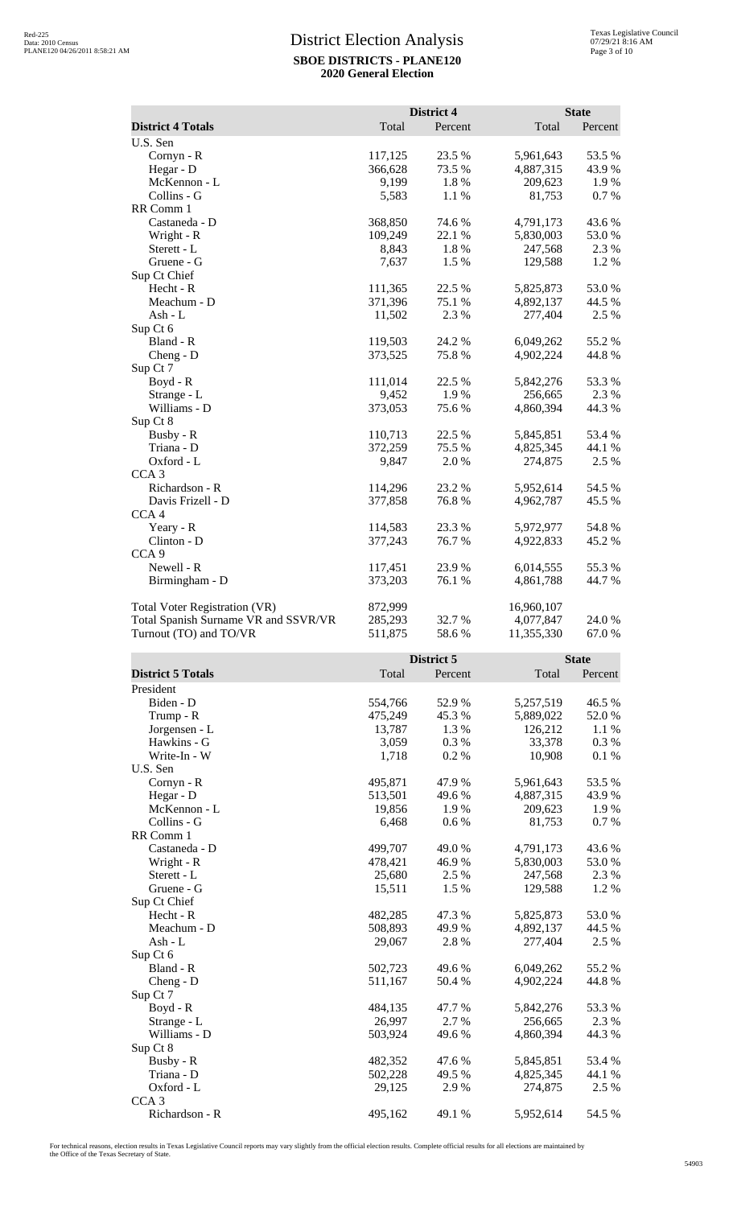# District Election Analysis

**SBOE DISTRICTS - PLANE120**
**2020 General Election**

| District 4 Totals | District 4 Total | District 4 Percent | State Total | State Percent |
|---|---|---|---|---|
| U.S. Sen | | | | |
| Cornyn - R | 117,125 | 23.5 % | 5,961,643 | 53.5 % |
| Hegar - D | 366,628 | 73.5 % | 4,887,315 | 43.9 % |
| McKennon - L | 9,199 | 1.8 % | 209,623 | 1.9 % |
| Collins - G | 5,583 | 1.1 % | 81,753 | 0.7 % |
| RR Comm 1 | | | | |
| Castaneda - D | 368,850 | 74.6 % | 4,791,173 | 43.6 % |
| Wright - R | 109,249 | 22.1 % | 5,830,003 | 53.0 % |
| Sterett - L | 8,843 | 1.8 % | 247,568 | 2.3 % |
| Gruene - G | 7,637 | 1.5 % | 129,588 | 1.2 % |
| Sup Ct Chief | | | | |
| Hecht - R | 111,365 | 22.5 % | 5,825,873 | 53.0 % |
| Meachum - D | 371,396 | 75.1 % | 4,892,137 | 44.5 % |
| Ash - L | 11,502 | 2.3 % | 277,404 | 2.5 % |
| Sup Ct 6 | | | | |
| Bland - R | 119,503 | 24.2 % | 6,049,262 | 55.2 % |
| Cheng - D | 373,525 | 75.8 % | 4,902,224 | 44.8 % |
| Sup Ct 7 | | | | |
| Boyd - R | 111,014 | 22.5 % | 5,842,276 | 53.3 % |
| Strange - L | 9,452 | 1.9 % | 256,665 | 2.3 % |
| Williams - D | 373,053 | 75.6 % | 4,860,394 | 44.3 % |
| Sup Ct 8 | | | | |
| Busby - R | 110,713 | 22.5 % | 5,845,851 | 53.4 % |
| Triana - D | 372,259 | 75.5 % | 4,825,345 | 44.1 % |
| Oxford - L | 9,847 | 2.0 % | 274,875 | 2.5 % |
| CCA 3 | | | | |
| Richardson - R | 114,296 | 23.2 % | 5,952,614 | 54.5 % |
| Davis Frizell - D | 377,858 | 76.8 % | 4,962,787 | 45.5 % |
| CCA 4 | | | | |
| Yeary - R | 114,583 | 23.3 % | 5,972,977 | 54.8 % |
| Clinton - D | 377,243 | 76.7 % | 4,922,833 | 45.2 % |
| CCA 9 | | | | |
| Newell - R | 117,451 | 23.9 % | 6,014,555 | 55.3 % |
| Birmingham - D | 373,203 | 76.1 % | 4,861,788 | 44.7 % |
| | | | | |
| Total Voter Registration (VR) | 872,999 | | 16,960,107 | |
| Total Spanish Surname VR and SSVR/VR | 285,293 | 32.7 % | 4,077,847 | 24.0 % |
| Turnout (TO) and TO/VR | 511,875 | 58.6 % | 11,355,330 | 67.0 % |

| District 5 Totals | District 5 Total | District 5 Percent | State Total | State Percent |
|---|---|---|---|---|
| President | | | | |
| Biden - D | 554,766 | 52.9 % | 5,257,519 | 46.5 % |
| Trump - R | 475,249 | 45.3 % | 5,889,022 | 52.0 % |
| Jorgensen - L | 13,787 | 1.3 % | 126,212 | 1.1 % |
| Hawkins - G | 3,059 | 0.3 % | 33,378 | 0.3 % |
| Write-In - W | 1,718 | 0.2 % | 10,908 | 0.1 % |
| U.S. Sen | | | | |
| Cornyn - R | 495,871 | 47.9 % | 5,961,643 | 53.5 % |
| Hegar - D | 513,501 | 49.6 % | 4,887,315 | 43.9 % |
| McKennon - L | 19,856 | 1.9 % | 209,623 | 1.9 % |
| Collins - G | 6,468 | 0.6 % | 81,753 | 0.7 % |
| RR Comm 1 | | | | |
| Castaneda - D | 499,707 | 49.0 % | 4,791,173 | 43.6 % |
| Wright - R | 478,421 | 46.9 % | 5,830,003 | 53.0 % |
| Sterett - L | 25,680 | 2.5 % | 247,568 | 2.3 % |
| Gruene - G | 15,511 | 1.5 % | 129,588 | 1.2 % |
| Sup Ct Chief | | | | |
| Hecht - R | 482,285 | 47.3 % | 5,825,873 | 53.0 % |
| Meachum - D | 508,893 | 49.9 % | 4,892,137 | 44.5 % |
| Ash - L | 29,067 | 2.8 % | 277,404 | 2.5 % |
| Sup Ct 6 | | | | |
| Bland - R | 502,723 | 49.6 % | 6,049,262 | 55.2 % |
| Cheng - D | 511,167 | 50.4 % | 4,902,224 | 44.8 % |
| Sup Ct 7 | | | | |
| Boyd - R | 484,135 | 47.7 % | 5,842,276 | 53.3 % |
| Strange - L | 26,997 | 2.7 % | 256,665 | 2.3 % |
| Williams - D | 503,924 | 49.6 % | 4,860,394 | 44.3 % |
| Sup Ct 8 | | | | |
| Busby - R | 482,352 | 47.6 % | 5,845,851 | 53.4 % |
| Triana - D | 502,228 | 49.5 % | 4,825,345 | 44.1 % |
| Oxford - L | 29,125 | 2.9 % | 274,875 | 2.5 % |
| CCA 3 | | | | |
| Richardson - R | 495,162 | 49.1 % | 5,952,614 | 54.5 % |

For technical reasons, election results in Texas Legislative Council reports may vary slightly from the official election results. Complete official results for all elections are maintained by the Office of the Texas Secretary of State.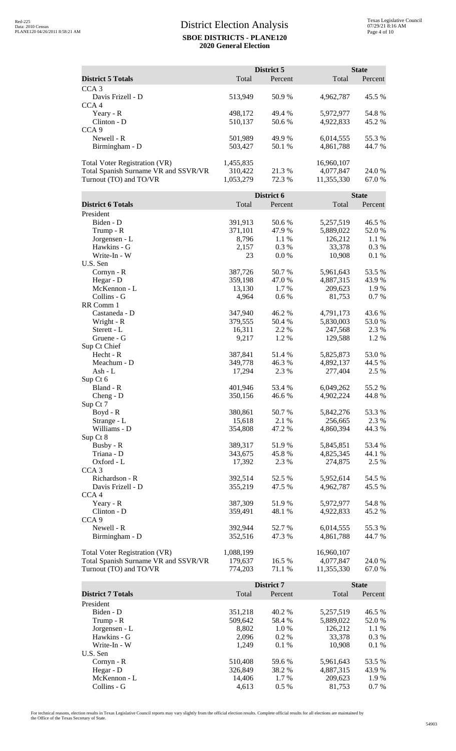# District Election Analysis

**SBOE DISTRICTS - PLANE120**

**2020 General Election**

| District 5 Totals | District 5 Total | District 5 Percent | State Total | State Percent |
|---|---|---|---|---|
| CCA 3 | | | | |
| Davis Frizell - D | 513,949 | 50.9 % | 4,962,787 | 45.5 % |
| CCA 4 | | | | |
| Yeary - R | 498,172 | 49.4 % | 5,972,977 | 54.8 % |
| Clinton - D | 510,137 | 50.6 % | 4,922,833 | 45.2 % |
| CCA 9 | | | | |
| Newell - R | 501,989 | 49.9 % | 6,014,555 | 55.3 % |
| Birmingham - D | 503,427 | 50.1 % | 4,861,788 | 44.7 % |
| Total Voter Registration (VR) | 1,455,835 | | 16,960,107 | |
| Total Spanish Surname VR and SSVR/VR | 310,422 | 21.3 % | 4,077,847 | 24.0 % |
| Turnout (TO) and TO/VR | 1,053,279 | 72.3 % | 11,355,330 | 67.0 % |

| District 6 Totals | District 6 Total | District 6 Percent | State Total | State Percent |
|---|---|---|---|---|
| President | | | | |
| Biden - D | 391,913 | 50.6 % | 5,257,519 | 46.5 % |
| Trump - R | 371,101 | 47.9 % | 5,889,022 | 52.0 % |
| Jorgensen - L | 8,796 | 1.1 % | 126,212 | 1.1 % |
| Hawkins - G | 2,157 | 0.3 % | 33,378 | 0.3 % |
| Write-In - W | 23 | 0.0 % | 10,908 | 0.1 % |
| U.S. Sen | | | | |
| Cornyn - R | 387,726 | 50.7 % | 5,961,643 | 53.5 % |
| Hegar - D | 359,198 | 47.0 % | 4,887,315 | 43.9 % |
| McKennon - L | 13,130 | 1.7 % | 209,623 | 1.9 % |
| Collins - G | 4,964 | 0.6 % | 81,753 | 0.7 % |
| RR Comm 1 | | | | |
| Castaneda - D | 347,940 | 46.2 % | 4,791,173 | 43.6 % |
| Wright - R | 379,555 | 50.4 % | 5,830,003 | 53.0 % |
| Sterett - L | 16,311 | 2.2 % | 247,568 | 2.3 % |
| Gruene - G | 9,217 | 1.2 % | 129,588 | 1.2 % |
| Sup Ct Chief | | | | |
| Hecht - R | 387,841 | 51.4 % | 5,825,873 | 53.0 % |
| Meachum - D | 349,778 | 46.3 % | 4,892,137 | 44.5 % |
| Ash - L | 17,294 | 2.3 % | 277,404 | 2.5 % |
| Sup Ct 6 | | | | |
| Bland - R | 401,946 | 53.4 % | 6,049,262 | 55.2 % |
| Cheng - D | 350,156 | 46.6 % | 4,902,224 | 44.8 % |
| Sup Ct 7 | | | | |
| Boyd - R | 380,861 | 50.7 % | 5,842,276 | 53.3 % |
| Strange - L | 15,618 | 2.1 % | 256,665 | 2.3 % |
| Williams - D | 354,808 | 47.2 % | 4,860,394 | 44.3 % |
| Sup Ct 8 | | | | |
| Busby - R | 389,317 | 51.9 % | 5,845,851 | 53.4 % |
| Triana - D | 343,675 | 45.8 % | 4,825,345 | 44.1 % |
| Oxford - L | 17,392 | 2.3 % | 274,875 | 2.5 % |
| CCA 3 | | | | |
| Richardson - R | 392,514 | 52.5 % | 5,952,614 | 54.5 % |
| Davis Frizell - D | 355,219 | 47.5 % | 4,962,787 | 45.5 % |
| CCA 4 | | | | |
| Yeary - R | 387,309 | 51.9 % | 5,972,977 | 54.8 % |
| Clinton - D | 359,491 | 48.1 % | 4,922,833 | 45.2 % |
| CCA 9 | | | | |
| Newell - R | 392,944 | 52.7 % | 6,014,555 | 55.3 % |
| Birmingham - D | 352,516 | 47.3 % | 4,861,788 | 44.7 % |
| Total Voter Registration (VR) | 1,088,199 | | 16,960,107 | |
| Total Spanish Surname VR and SSVR/VR | 179,637 | 16.5 % | 4,077,847 | 24.0 % |
| Turnout (TO) and TO/VR | 774,203 | 71.1 % | 11,355,330 | 67.0 % |

| District 7 Totals | District 7 Total | District 7 Percent | State Total | State Percent |
|---|---|---|---|---|
| President | | | | |
| Biden - D | 351,218 | 40.2 % | 5,257,519 | 46.5 % |
| Trump - R | 509,642 | 58.4 % | 5,889,022 | 52.0 % |
| Jorgensen - L | 8,802 | 1.0 % | 126,212 | 1.1 % |
| Hawkins - G | 2,096 | 0.2 % | 33,378 | 0.3 % |
| Write-In - W | 1,249 | 0.1 % | 10,908 | 0.1 % |
| U.S. Sen | | | | |
| Cornyn - R | 510,408 | 59.6 % | 5,961,643 | 53.5 % |
| Hegar - D | 326,849 | 38.2 % | 4,887,315 | 43.9 % |
| McKennon - L | 14,406 | 1.7 % | 209,623 | 1.9 % |
| Collins - G | 4,613 | 0.5 % | 81,753 | 0.7 % |

For technical reasons, election results in Texas Legislative Council reports may vary slightly from the official election results. Complete official results for all elections are maintained by the Office of the Texas Secretary of State.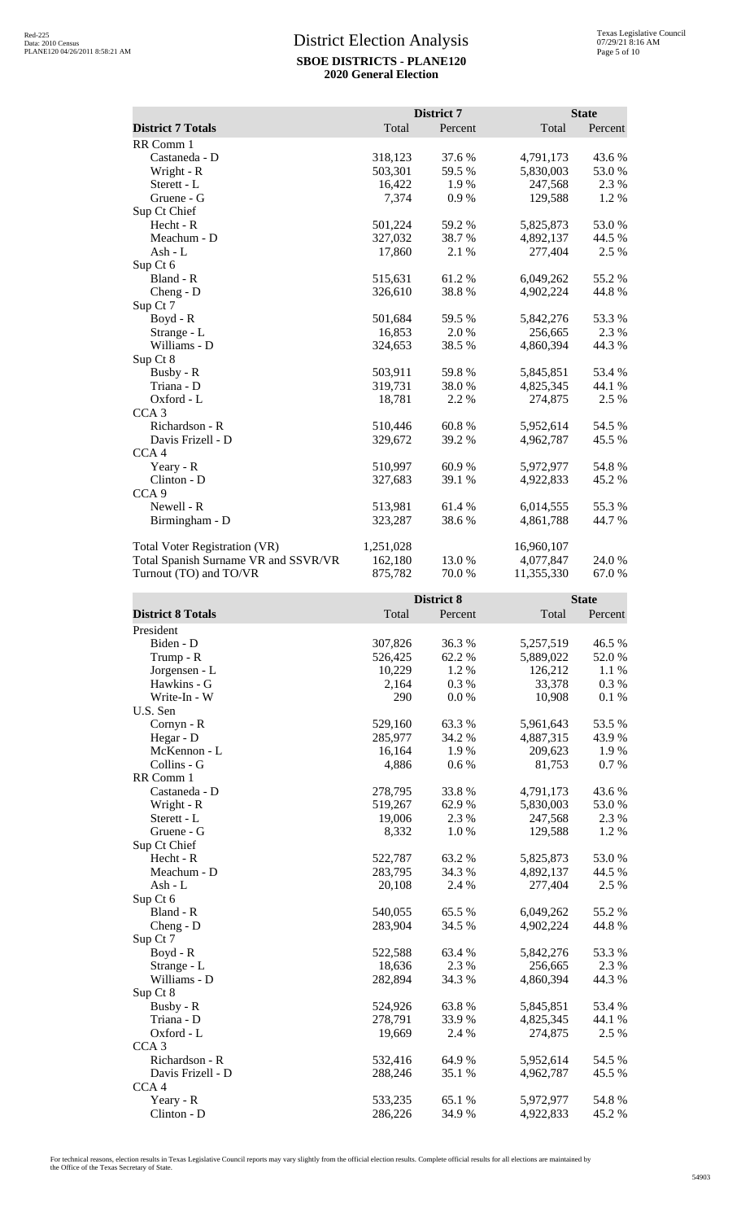# District Election Analysis

**SBOE DISTRICTS - PLANE120**

**2020 General Election**

| District 7 Totals | District 7 Total | District 7 Percent | State Total | State Percent |
|---|---|---|---|---|
| RR Comm 1 | | | | |
| Castaneda - D | 318,123 | 37.6 % | 4,791,173 | 43.6 % |
| Wright - R | 503,301 | 59.5 % | 5,830,003 | 53.0 % |
| Sterett - L | 16,422 | 1.9 % | 247,568 | 2.3 % |
| Gruene - G | 7,374 | 0.9 % | 129,588 | 1.2 % |
| Sup Ct Chief | | | | |
| Hecht - R | 501,224 | 59.2 % | 5,825,873 | 53.0 % |
| Meachum - D | 327,032 | 38.7 % | 4,892,137 | 44.5 % |
| Ash - L | 17,860 | 2.1 % | 277,404 | 2.5 % |
| Sup Ct 6 | | | | |
| Bland - R | 515,631 | 61.2 % | 6,049,262 | 55.2 % |
| Cheng - D | 326,610 | 38.8 % | 4,902,224 | 44.8 % |
| Sup Ct 7 | | | | |
| Boyd - R | 501,684 | 59.5 % | 5,842,276 | 53.3 % |
| Strange - L | 16,853 | 2.0 % | 256,665 | 2.3 % |
| Williams - D | 324,653 | 38.5 % | 4,860,394 | 44.3 % |
| Sup Ct 8 | | | | |
| Busby - R | 503,911 | 59.8 % | 5,845,851 | 53.4 % |
| Triana - D | 319,731 | 38.0 % | 4,825,345 | 44.1 % |
| Oxford - L | 18,781 | 2.2 % | 274,875 | 2.5 % |
| CCA 3 | | | | |
| Richardson - R | 510,446 | 60.8 % | 5,952,614 | 54.5 % |
| Davis Frizell - D | 329,672 | 39.2 % | 4,962,787 | 45.5 % |
| CCA 4 | | | | |
| Yeary - R | 510,997 | 60.9 % | 5,972,977 | 54.8 % |
| Clinton - D | 327,683 | 39.1 % | 4,922,833 | 45.2 % |
| CCA 9 | | | | |
| Newell - R | 513,981 | 61.4 % | 6,014,555 | 55.3 % |
| Birmingham - D | 323,287 | 38.6 % | 4,861,788 | 44.7 % |
| Total Voter Registration (VR) | 1,251,028 | | 16,960,107 | |
| Total Spanish Surname VR and SSVR/VR | 162,180 | 13.0 % | 4,077,847 | 24.0 % |
| Turnout (TO) and TO/VR | 875,782 | 70.0 % | 11,355,330 | 67.0 % |

| District 8 Totals | District 8 Total | District 8 Percent | State Total | State Percent |
|---|---|---|---|---|
| President | | | | |
| Biden - D | 307,826 | 36.3 % | 5,257,519 | 46.5 % |
| Trump - R | 526,425 | 62.2 % | 5,889,022 | 52.0 % |
| Jorgensen - L | 10,229 | 1.2 % | 126,212 | 1.1 % |
| Hawkins - G | 2,164 | 0.3 % | 33,378 | 0.3 % |
| Write-In - W | 290 | 0.0 % | 10,908 | 0.1 % |
| U.S. Sen | | | | |
| Cornyn - R | 529,160 | 63.3 % | 5,961,643 | 53.5 % |
| Hegar - D | 285,977 | 34.2 % | 4,887,315 | 43.9 % |
| McKennon - L | 16,164 | 1.9 % | 209,623 | 1.9 % |
| Collins - G | 4,886 | 0.6 % | 81,753 | 0.7 % |
| RR Comm 1 | | | | |
| Castaneda - D | 278,795 | 33.8 % | 4,791,173 | 43.6 % |
| Wright - R | 519,267 | 62.9 % | 5,830,003 | 53.0 % |
| Sterett - L | 19,006 | 2.3 % | 247,568 | 2.3 % |
| Gruene - G | 8,332 | 1.0 % | 129,588 | 1.2 % |
| Sup Ct Chief | | | | |
| Hecht - R | 522,787 | 63.2 % | 5,825,873 | 53.0 % |
| Meachum - D | 283,795 | 34.3 % | 4,892,137 | 44.5 % |
| Ash - L | 20,108 | 2.4 % | 277,404 | 2.5 % |
| Sup Ct 6 | | | | |
| Bland - R | 540,055 | 65.5 % | 6,049,262 | 55.2 % |
| Cheng - D | 283,904 | 34.5 % | 4,902,224 | 44.8 % |
| Sup Ct 7 | | | | |
| Boyd - R | 522,588 | 63.4 % | 5,842,276 | 53.3 % |
| Strange - L | 18,636 | 2.3 % | 256,665 | 2.3 % |
| Williams - D | 282,894 | 34.3 % | 4,860,394 | 44.3 % |
| Sup Ct 8 | | | | |
| Busby - R | 524,926 | 63.8 % | 5,845,851 | 53.4 % |
| Triana - D | 278,791 | 33.9 % | 4,825,345 | 44.1 % |
| Oxford - L | 19,669 | 2.4 % | 274,875 | 2.5 % |
| CCA 3 | | | | |
| Richardson - R | 532,416 | 64.9 % | 5,952,614 | 54.5 % |
| Davis Frizell - D | 288,246 | 35.1 % | 4,962,787 | 45.5 % |
| CCA 4 | | | | |
| Yeary - R | 533,235 | 65.1 % | 5,972,977 | 54.8 % |
| Clinton - D | 286,226 | 34.9 % | 4,922,833 | 45.2 % |

For technical reasons, election results in Texas Legislative Council reports may vary slightly from the official election results. Complete official results for all elections are maintained by the Office of the Texas Secretary of State.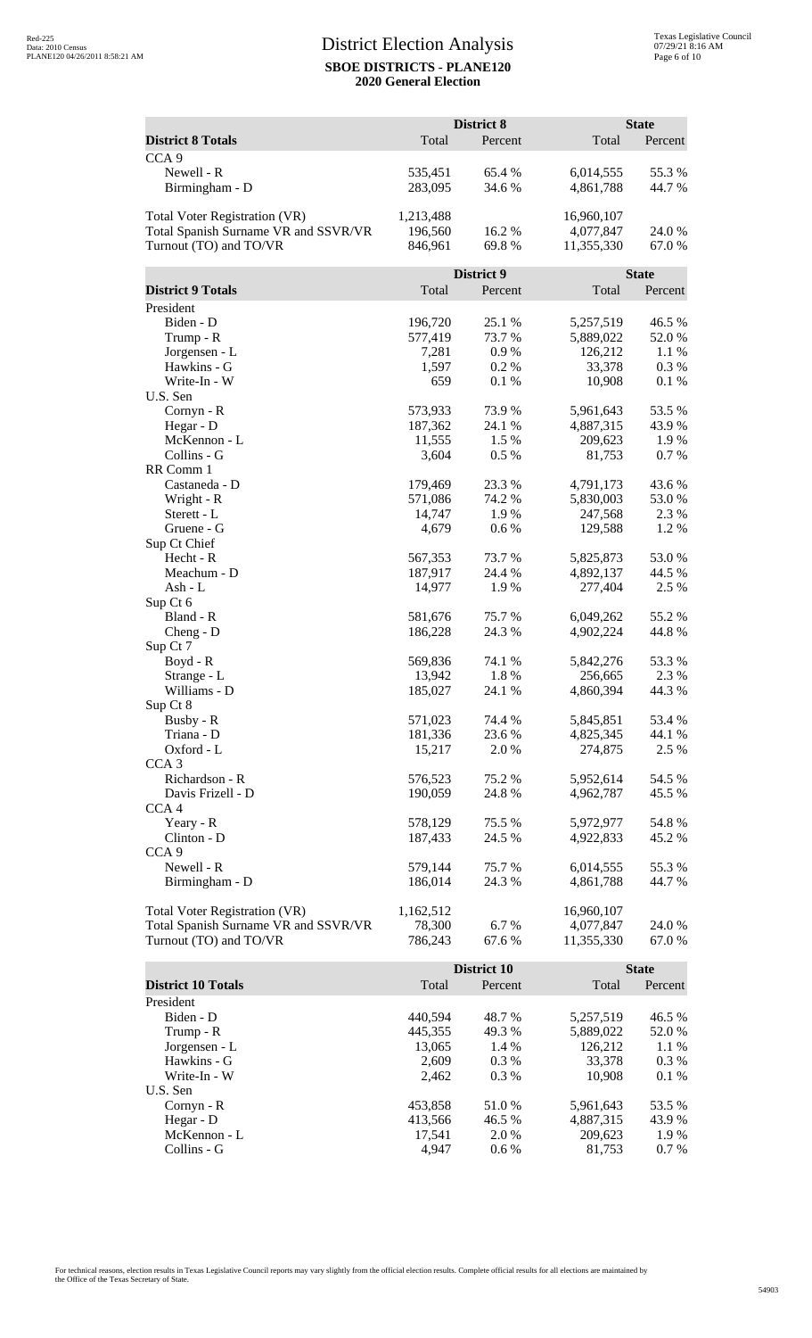# District Election Analysis

**SBOE DISTRICTS - PLANE120**

**2020 General Election**

| District 8 Totals | District 8 Total | District 8 Percent | State Total | State Percent |
|---|---|---|---|---|
| CCA 9 | | | | |
| Newell - R | 535,451 | 65.4 % | 6,014,555 | 55.3 % |
| Birmingham - D | 283,095 | 34.6 % | 4,861,788 | 44.7 % |
| Total Voter Registration (VR) | 1,213,488 | | 16,960,107 | |
| Total Spanish Surname VR and SSVR/VR | 196,560 | 16.2 % | 4,077,847 | 24.0 % |
| Turnout (TO) and TO/VR | 846,961 | 69.8 % | 11,355,330 | 67.0 % |

| District 9 Totals | District 9 Total | District 9 Percent | State Total | State Percent |
|---|---|---|---|---|
| President | | | | |
| Biden - D | 196,720 | 25.1 % | 5,257,519 | 46.5 % |
| Trump - R | 577,419 | 73.7 % | 5,889,022 | 52.0 % |
| Jorgensen - L | 7,281 | 0.9 % | 126,212 | 1.1 % |
| Hawkins - G | 1,597 | 0.2 % | 33,378 | 0.3 % |
| Write-In - W | 659 | 0.1 % | 10,908 | 0.1 % |
| U.S. Sen | | | | |
| Cornyn - R | 573,933 | 73.9 % | 5,961,643 | 53.5 % |
| Hegar - D | 187,362 | 24.1 % | 4,887,315 | 43.9 % |
| McKennon - L | 11,555 | 1.5 % | 209,623 | 1.9 % |
| Collins - G | 3,604 | 0.5 % | 81,753 | 0.7 % |
| RR Comm 1 | | | | |
| Castaneda - D | 179,469 | 23.3 % | 4,791,173 | 43.6 % |
| Wright - R | 571,086 | 74.2 % | 5,830,003 | 53.0 % |
| Sterett - L | 14,747 | 1.9 % | 247,568 | 2.3 % |
| Gruene - G | 4,679 | 0.6 % | 129,588 | 1.2 % |
| Sup Ct Chief | | | | |
| Hecht - R | 567,353 | 73.7 % | 5,825,873 | 53.0 % |
| Meachum - D | 187,917 | 24.4 % | 4,892,137 | 44.5 % |
| Ash - L | 14,977 | 1.9 % | 277,404 | 2.5 % |
| Sup Ct 6 | | | | |
| Bland - R | 581,676 | 75.7 % | 6,049,262 | 55.2 % |
| Cheng - D | 186,228 | 24.3 % | 4,902,224 | 44.8 % |
| Sup Ct 7 | | | | |
| Boyd - R | 569,836 | 74.1 % | 5,842,276 | 53.3 % |
| Strange - L | 13,942 | 1.8 % | 256,665 | 2.3 % |
| Williams - D | 185,027 | 24.1 % | 4,860,394 | 44.3 % |
| Sup Ct 8 | | | | |
| Busby - R | 571,023 | 74.4 % | 5,845,851 | 53.4 % |
| Triana - D | 181,336 | 23.6 % | 4,825,345 | 44.1 % |
| Oxford - L | 15,217 | 2.0 % | 274,875 | 2.5 % |
| CCA 3 | | | | |
| Richardson - R | 576,523 | 75.2 % | 5,952,614 | 54.5 % |
| Davis Frizell - D | 190,059 | 24.8 % | 4,962,787 | 45.5 % |
| CCA 4 | | | | |
| Yeary - R | 578,129 | 75.5 % | 5,972,977 | 54.8 % |
| Clinton - D | 187,433 | 24.5 % | 4,922,833 | 45.2 % |
| CCA 9 | | | | |
| Newell - R | 579,144 | 75.7 % | 6,014,555 | 55.3 % |
| Birmingham - D | 186,014 | 24.3 % | 4,861,788 | 44.7 % |
| Total Voter Registration (VR) | 1,162,512 | | 16,960,107 | |
| Total Spanish Surname VR and SSVR/VR | 78,300 | 6.7 % | 4,077,847 | 24.0 % |
| Turnout (TO) and TO/VR | 786,243 | 67.6 % | 11,355,330 | 67.0 % |

| District 10 Totals | District 10 Total | District 10 Percent | State Total | State Percent |
|---|---|---|---|---|
| President | | | | |
| Biden - D | 440,594 | 48.7 % | 5,257,519 | 46.5 % |
| Trump - R | 445,355 | 49.3 % | 5,889,022 | 52.0 % |
| Jorgensen - L | 13,065 | 1.4 % | 126,212 | 1.1 % |
| Hawkins - G | 2,609 | 0.3 % | 33,378 | 0.3 % |
| Write-In - W | 2,462 | 0.3 % | 10,908 | 0.1 % |
| U.S. Sen | | | | |
| Cornyn - R | 453,858 | 51.0 % | 5,961,643 | 53.5 % |
| Hegar - D | 413,566 | 46.5 % | 4,887,315 | 43.9 % |
| McKennon - L | 17,541 | 2.0 % | 209,623 | 1.9 % |
| Collins - G | 4,947 | 0.6 % | 81,753 | 0.7 % |

For technical reasons, election results in Texas Legislative Council reports may vary slightly from the official election results. Complete official results for all elections are maintained by the Office of the Texas Secretary of State.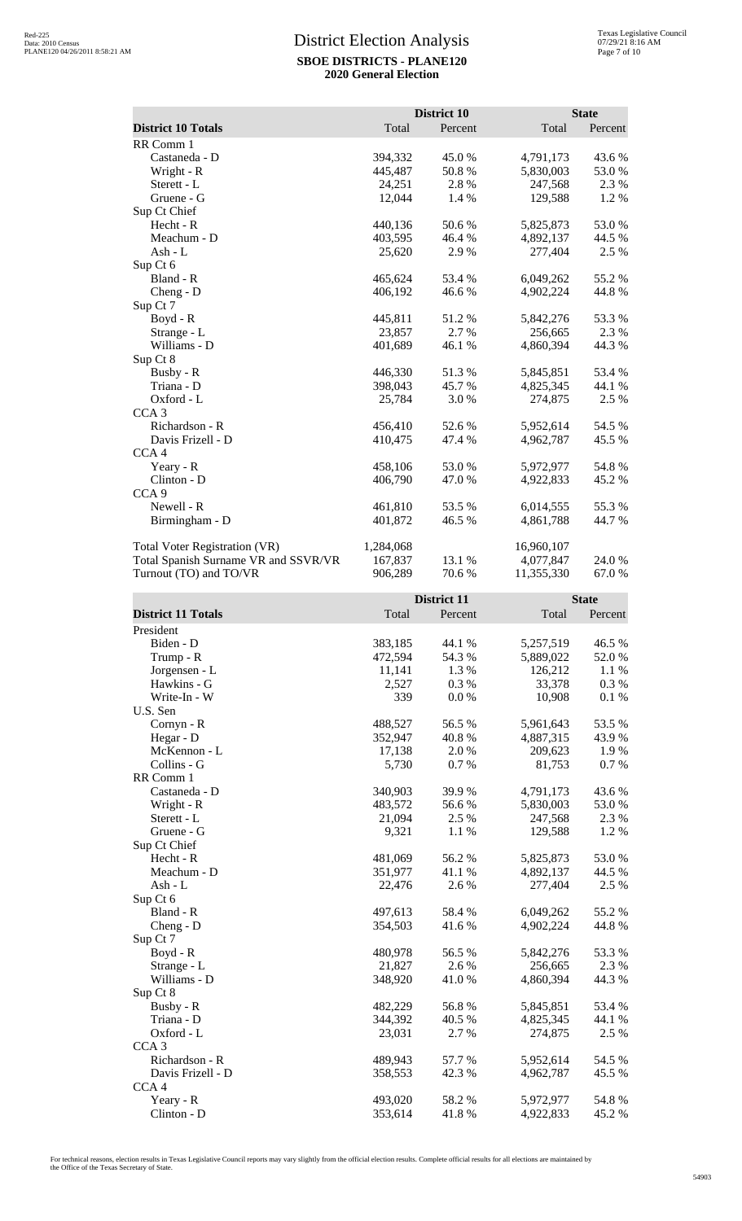# District Election Analysis

**SBOE DISTRICTS - PLANE120**
**2020 General Election**

| District 10 Totals | District 10 Total | District 10 Percent | State Total | State Percent |
|---|---|---|---|---|
| RR Comm 1 | | | | |
| Castaneda - D | 394,332 | 45.0 % | 4,791,173 | 43.6 % |
| Wright - R | 445,487 | 50.8 % | 5,830,003 | 53.0 % |
| Sterett - L | 24,251 | 2.8 % | 247,568 | 2.3 % |
| Gruene - G | 12,044 | 1.4 % | 129,588 | 1.2 % |
| Sup Ct Chief | | | | |
| Hecht - R | 440,136 | 50.6 % | 5,825,873 | 53.0 % |
| Meachum - D | 403,595 | 46.4 % | 4,892,137 | 44.5 % |
| Ash - L | 25,620 | 2.9 % | 277,404 | 2.5 % |
| Sup Ct 6 | | | | |
| Bland - R | 465,624 | 53.4 % | 6,049,262 | 55.2 % |
| Cheng - D | 406,192 | 46.6 % | 4,902,224 | 44.8 % |
| Sup Ct 7 | | | | |
| Boyd - R | 445,811 | 51.2 % | 5,842,276 | 53.3 % |
| Strange - L | 23,857 | 2.7 % | 256,665 | 2.3 % |
| Williams - D | 401,689 | 46.1 % | 4,860,394 | 44.3 % |
| Sup Ct 8 | | | | |
| Busby - R | 446,330 | 51.3 % | 5,845,851 | 53.4 % |
| Triana - D | 398,043 | 45.7 % | 4,825,345 | 44.1 % |
| Oxford - L | 25,784 | 3.0 % | 274,875 | 2.5 % |
| CCA 3 | | | | |
| Richardson - R | 456,410 | 52.6 % | 5,952,614 | 54.5 % |
| Davis Frizell - D | 410,475 | 47.4 % | 4,962,787 | 45.5 % |
| CCA 4 | | | | |
| Yeary - R | 458,106 | 53.0 % | 5,972,977 | 54.8 % |
| Clinton - D | 406,790 | 47.0 % | 4,922,833 | 45.2 % |
| CCA 9 | | | | |
| Newell - R | 461,810 | 53.5 % | 6,014,555 | 55.3 % |
| Birmingham - D | 401,872 | 46.5 % | 4,861,788 | 44.7 % |
| Total Voter Registration (VR) | 1,284,068 | | 16,960,107 | |
| Total Spanish Surname VR and SSVR/VR | 167,837 | 13.1 % | 4,077,847 | 24.0 % |
| Turnout (TO) and TO/VR | 906,289 | 70.6 % | 11,355,330 | 67.0 % |

| District 11 Totals | District 11 Total | District 11 Percent | State Total | State Percent |
|---|---|---|---|---|
| President | | | | |
| Biden - D | 383,185 | 44.1 % | 5,257,519 | 46.5 % |
| Trump - R | 472,594 | 54.3 % | 5,889,022 | 52.0 % |
| Jorgensen - L | 11,141 | 1.3 % | 126,212 | 1.1 % |
| Hawkins - G | 2,527 | 0.3 % | 33,378 | 0.3 % |
| Write-In - W | 339 | 0.0 % | 10,908 | 0.1 % |
| U.S. Sen | | | | |
| Cornyn - R | 488,527 | 56.5 % | 5,961,643 | 53.5 % |
| Hegar - D | 352,947 | 40.8 % | 4,887,315 | 43.9 % |
| McKennon - L | 17,138 | 2.0 % | 209,623 | 1.9 % |
| Collins - G | 5,730 | 0.7 % | 81,753 | 0.7 % |
| RR Comm 1 | | | | |
| Castaneda - D | 340,903 | 39.9 % | 4,791,173 | 43.6 % |
| Wright - R | 483,572 | 56.6 % | 5,830,003 | 53.0 % |
| Sterett - L | 21,094 | 2.5 % | 247,568 | 2.3 % |
| Gruene - G | 9,321 | 1.1 % | 129,588 | 1.2 % |
| Sup Ct Chief | | | | |
| Hecht - R | 481,069 | 56.2 % | 5,825,873 | 53.0 % |
| Meachum - D | 351,977 | 41.1 % | 4,892,137 | 44.5 % |
| Ash - L | 22,476 | 2.6 % | 277,404 | 2.5 % |
| Sup Ct 6 | | | | |
| Bland - R | 497,613 | 58.4 % | 6,049,262 | 55.2 % |
| Cheng - D | 354,503 | 41.6 % | 4,902,224 | 44.8 % |
| Sup Ct 7 | | | | |
| Boyd - R | 480,978 | 56.5 % | 5,842,276 | 53.3 % |
| Strange - L | 21,827 | 2.6 % | 256,665 | 2.3 % |
| Williams - D | 348,920 | 41.0 % | 4,860,394 | 44.3 % |
| Sup Ct 8 | | | | |
| Busby - R | 482,229 | 56.8 % | 5,845,851 | 53.4 % |
| Triana - D | 344,392 | 40.5 % | 4,825,345 | 44.1 % |
| Oxford - L | 23,031 | 2.7 % | 274,875 | 2.5 % |
| CCA 3 | | | | |
| Richardson - R | 489,943 | 57.7 % | 5,952,614 | 54.5 % |
| Davis Frizell - D | 358,553 | 42.3 % | 4,962,787 | 45.5 % |
| CCA 4 | | | | |
| Yeary - R | 493,020 | 58.2 % | 5,972,977 | 54.8 % |
| Clinton - D | 353,614 | 41.8 % | 4,922,833 | 45.2 % |

For technical reasons, election results in Texas Legislative Council reports may vary slightly from the official election results. Complete official results for all elections are maintained by the Office of the Texas Secretary of State.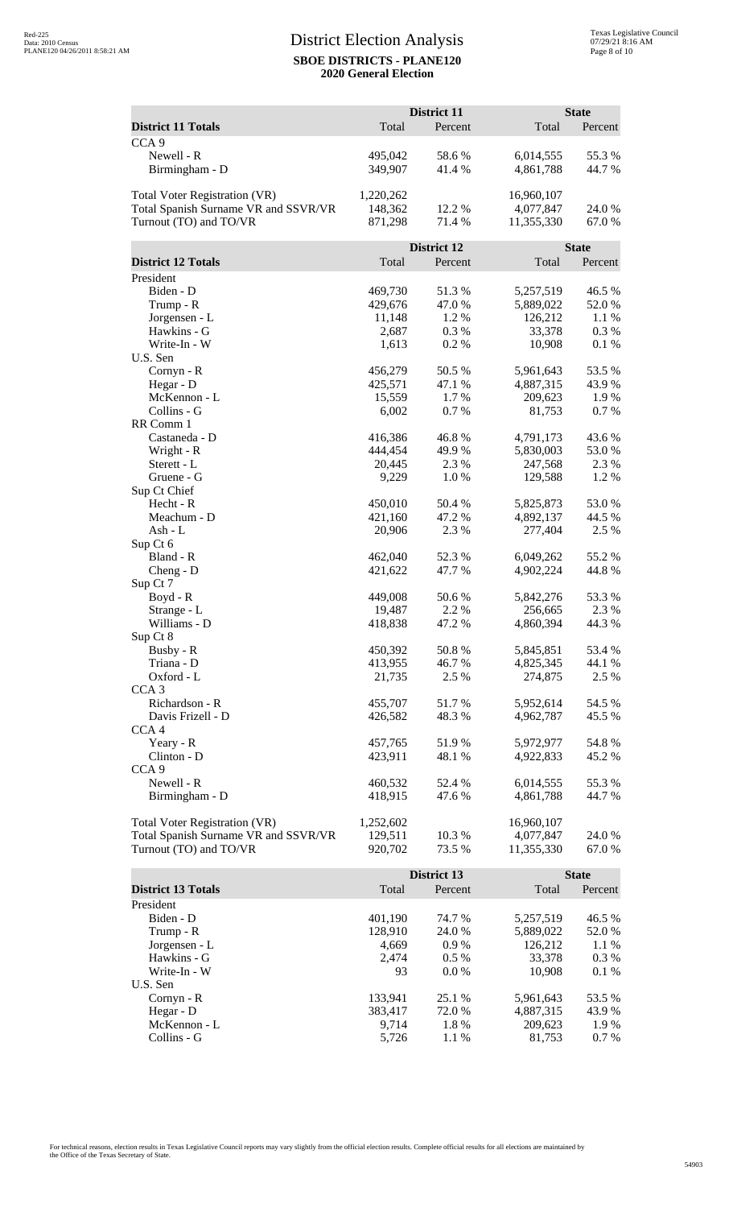# District Election Analysis

**SBOE DISTRICTS - PLANE120**
**2020 General Election**

| District 11 Totals | District 11 Total | District 11 Percent | State Total | State Percent |
|---|---|---|---|---|
| CCA 9 | | | | |
| Newell - R | 495,042 | 58.6 % | 6,014,555 | 55.3 % |
| Birmingham - D | 349,907 | 41.4 % | 4,861,788 | 44.7 % |
| Total Voter Registration (VR) | 1,220,262 | | 16,960,107 | |
| Total Spanish Surname VR and SSVR/VR | 148,362 | 12.2 % | 4,077,847 | 24.0 % |
| Turnout (TO) and TO/VR | 871,298 | 71.4 % | 11,355,330 | 67.0 % |

| District 12 Totals | District 12 Total | District 12 Percent | State Total | State Percent |
|---|---|---|---|---|
| President | | | | |
| Biden - D | 469,730 | 51.3 % | 5,257,519 | 46.5 % |
| Trump - R | 429,676 | 47.0 % | 5,889,022 | 52.0 % |
| Jorgensen - L | 11,148 | 1.2 % | 126,212 | 1.1 % |
| Hawkins - G | 2,687 | 0.3 % | 33,378 | 0.3 % |
| Write-In - W | 1,613 | 0.2 % | 10,908 | 0.1 % |
| U.S. Sen | | | | |
| Cornyn - R | 456,279 | 50.5 % | 5,961,643 | 53.5 % |
| Hegar - D | 425,571 | 47.1 % | 4,887,315 | 43.9 % |
| McKennon - L | 15,559 | 1.7 % | 209,623 | 1.9 % |
| Collins - G | 6,002 | 0.7 % | 81,753 | 0.7 % |
| RR Comm 1 | | | | |
| Castaneda - D | 416,386 | 46.8 % | 4,791,173 | 43.6 % |
| Wright - R | 444,454 | 49.9 % | 5,830,003 | 53.0 % |
| Sterett - L | 20,445 | 2.3 % | 247,568 | 2.3 % |
| Gruene - G | 9,229 | 1.0 % | 129,588 | 1.2 % |
| Sup Ct Chief | | | | |
| Hecht - R | 450,010 | 50.4 % | 5,825,873 | 53.0 % |
| Meachum - D | 421,160 | 47.2 % | 4,892,137 | 44.5 % |
| Ash - L | 20,906 | 2.3 % | 277,404 | 2.5 % |
| Sup Ct 6 | | | | |
| Bland - R | 462,040 | 52.3 % | 6,049,262 | 55.2 % |
| Cheng - D | 421,622 | 47.7 % | 4,902,224 | 44.8 % |
| Sup Ct 7 | | | | |
| Boyd - R | 449,008 | 50.6 % | 5,842,276 | 53.3 % |
| Strange - L | 19,487 | 2.2 % | 256,665 | 2.3 % |
| Williams - D | 418,838 | 47.2 % | 4,860,394 | 44.3 % |
| Sup Ct 8 | | | | |
| Busby - R | 450,392 | 50.8 % | 5,845,851 | 53.4 % |
| Triana - D | 413,955 | 46.7 % | 4,825,345 | 44.1 % |
| Oxford - L | 21,735 | 2.5 % | 274,875 | 2.5 % |
| CCA 3 | | | | |
| Richardson - R | 455,707 | 51.7 % | 5,952,614 | 54.5 % |
| Davis Frizell - D | 426,582 | 48.3 % | 4,962,787 | 45.5 % |
| CCA 4 | | | | |
| Yeary - R | 457,765 | 51.9 % | 5,972,977 | 54.8 % |
| Clinton - D | 423,911 | 48.1 % | 4,922,833 | 45.2 % |
| CCA 9 | | | | |
| Newell - R | 460,532 | 52.4 % | 6,014,555 | 55.3 % |
| Birmingham - D | 418,915 | 47.6 % | 4,861,788 | 44.7 % |
| Total Voter Registration (VR) | 1,252,602 | | 16,960,107 | |
| Total Spanish Surname VR and SSVR/VR | 129,511 | 10.3 % | 4,077,847 | 24.0 % |
| Turnout (TO) and TO/VR | 920,702 | 73.5 % | 11,355,330 | 67.0 % |

| District 13 Totals | District 13 Total | District 13 Percent | State Total | State Percent |
|---|---|---|---|---|
| President | | | | |
| Biden - D | 401,190 | 74.7 % | 5,257,519 | 46.5 % |
| Trump - R | 128,910 | 24.0 % | 5,889,022 | 52.0 % |
| Jorgensen - L | 4,669 | 0.9 % | 126,212 | 1.1 % |
| Hawkins - G | 2,474 | 0.5 % | 33,378 | 0.3 % |
| Write-In - W | 93 | 0.0 % | 10,908 | 0.1 % |
| U.S. Sen | | | | |
| Cornyn - R | 133,941 | 25.1 % | 5,961,643 | 53.5 % |
| Hegar - D | 383,417 | 72.0 % | 4,887,315 | 43.9 % |
| McKennon - L | 9,714 | 1.8 % | 209,623 | 1.9 % |
| Collins - G | 5,726 | 1.1 % | 81,753 | 0.7 % |

For technical reasons, election results in Texas Legislative Council reports may vary slightly from the official election results. Complete official results for all elections are maintained by the Office of the Texas Secretary of State.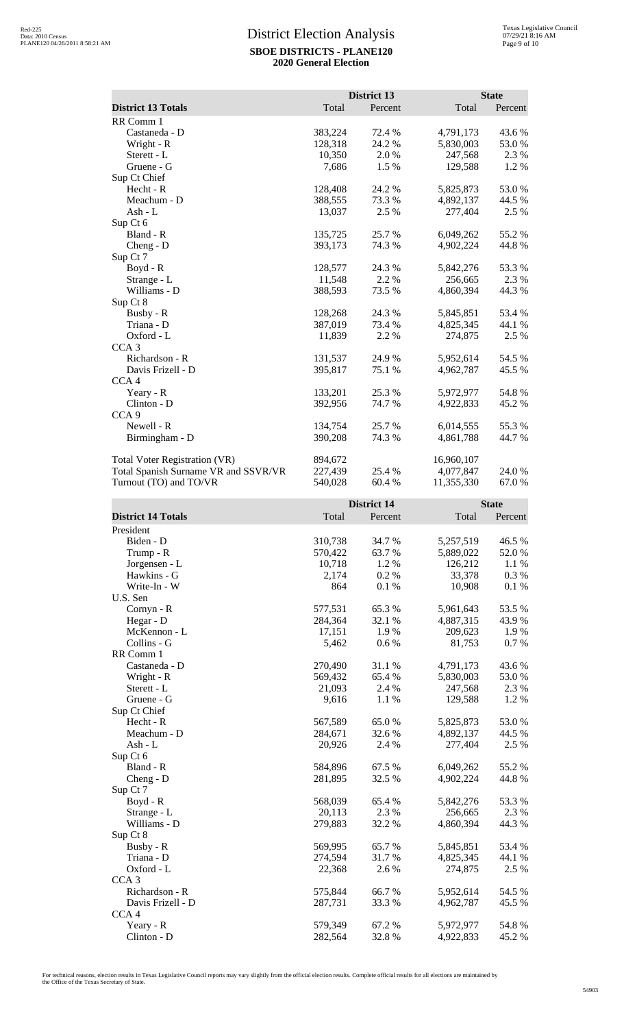# District Election Analysis

**SBOE DISTRICTS - PLANE120**

**2020 General Election**

| District 13 Totals | District 13 Total | District 13 Percent | State Total | State Percent |
|---|---|---|---|---|
| RR Comm 1 | | | | |
| Castaneda - D | 383,224 | 72.4 % | 4,791,173 | 43.6 % |
| Wright - R | 128,318 | 24.2 % | 5,830,003 | 53.0 % |
| Sterett - L | 10,350 | 2.0 % | 247,568 | 2.3 % |
| Gruene - G | 7,686 | 1.5 % | 129,588 | 1.2 % |
| Sup Ct Chief | | | | |
| Hecht - R | 128,408 | 24.2 % | 5,825,873 | 53.0 % |
| Meachum - D | 388,555 | 73.3 % | 4,892,137 | 44.5 % |
| Ash - L | 13,037 | 2.5 % | 277,404 | 2.5 % |
| Sup Ct 6 | | | | |
| Bland - R | 135,725 | 25.7 % | 6,049,262 | 55.2 % |
| Cheng - D | 393,173 | 74.3 % | 4,902,224 | 44.8 % |
| Sup Ct 7 | | | | |
| Boyd - R | 128,577 | 24.3 % | 5,842,276 | 53.3 % |
| Strange - L | 11,548 | 2.2 % | 256,665 | 2.3 % |
| Williams - D | 388,593 | 73.5 % | 4,860,394 | 44.3 % |
| Sup Ct 8 | | | | |
| Busby - R | 128,268 | 24.3 % | 5,845,851 | 53.4 % |
| Triana - D | 387,019 | 73.4 % | 4,825,345 | 44.1 % |
| Oxford - L | 11,839 | 2.2 % | 274,875 | 2.5 % |
| CCA 3 | | | | |
| Richardson - R | 131,537 | 24.9 % | 5,952,614 | 54.5 % |
| Davis Frizell - D | 395,817 | 75.1 % | 4,962,787 | 45.5 % |
| CCA 4 | | | | |
| Yeary - R | 133,201 | 25.3 % | 5,972,977 | 54.8 % |
| Clinton - D | 392,956 | 74.7 % | 4,922,833 | 45.2 % |
| CCA 9 | | | | |
| Newell - R | 134,754 | 25.7 % | 6,014,555 | 55.3 % |
| Birmingham - D | 390,208 | 74.3 % | 4,861,788 | 44.7 % |
| Total Voter Registration (VR) | 894,672 | | 16,960,107 | |
| Total Spanish Surname VR and SSVR/VR | 227,439 | 25.4 % | 4,077,847 | 24.0 % |
| Turnout (TO) and TO/VR | 540,028 | 60.4 % | 11,355,330 | 67.0 % |

| District 14 Totals | District 14 Total | District 14 Percent | State Total | State Percent |
|---|---|---|---|---|
| President | | | | |
| Biden - D | 310,738 | 34.7 % | 5,257,519 | 46.5 % |
| Trump - R | 570,422 | 63.7 % | 5,889,022 | 52.0 % |
| Jorgensen - L | 10,718 | 1.2 % | 126,212 | 1.1 % |
| Hawkins - G | 2,174 | 0.2 % | 33,378 | 0.3 % |
| Write-In - W | 864 | 0.1 % | 10,908 | 0.1 % |
| U.S. Sen | | | | |
| Cornyn - R | 577,531 | 65.3 % | 5,961,643 | 53.5 % |
| Hegar - D | 284,364 | 32.1 % | 4,887,315 | 43.9 % |
| McKennon - L | 17,151 | 1.9 % | 209,623 | 1.9 % |
| Collins - G | 5,462 | 0.6 % | 81,753 | 0.7 % |
| RR Comm 1 | | | | |
| Castaneda - D | 270,490 | 31.1 % | 4,791,173 | 43.6 % |
| Wright - R | 569,432 | 65.4 % | 5,830,003 | 53.0 % |
| Sterett - L | 21,093 | 2.4 % | 247,568 | 2.3 % |
| Gruene - G | 9,616 | 1.1 % | 129,588 | 1.2 % |
| Sup Ct Chief | | | | |
| Hecht - R | 567,589 | 65.0 % | 5,825,873 | 53.0 % |
| Meachum - D | 284,671 | 32.6 % | 4,892,137 | 44.5 % |
| Ash - L | 20,926 | 2.4 % | 277,404 | 2.5 % |
| Sup Ct 6 | | | | |
| Bland - R | 584,896 | 67.5 % | 6,049,262 | 55.2 % |
| Cheng - D | 281,895 | 32.5 % | 4,902,224 | 44.8 % |
| Sup Ct 7 | | | | |
| Boyd - R | 568,039 | 65.4 % | 5,842,276 | 53.3 % |
| Strange - L | 20,113 | 2.3 % | 256,665 | 2.3 % |
| Williams - D | 279,883 | 32.2 % | 4,860,394 | 44.3 % |
| Sup Ct 8 | | | | |
| Busby - R | 569,995 | 65.7 % | 5,845,851 | 53.4 % |
| Triana - D | 274,594 | 31.7 % | 4,825,345 | 44.1 % |
| Oxford - L | 22,368 | 2.6 % | 274,875 | 2.5 % |
| CCA 3 | | | | |
| Richardson - R | 575,844 | 66.7 % | 5,952,614 | 54.5 % |
| Davis Frizell - D | 287,731 | 33.3 % | 4,962,787 | 45.5 % |
| CCA 4 | | | | |
| Yeary - R | 579,349 | 67.2 % | 5,972,977 | 54.8 % |
| Clinton - D | 282,564 | 32.8 % | 4,922,833 | 45.2 % |

For technical reasons, election results in Texas Legislative Council reports may vary slightly from the official election results. Complete official results for all elections are maintained by the Office of the Texas Secretary of State.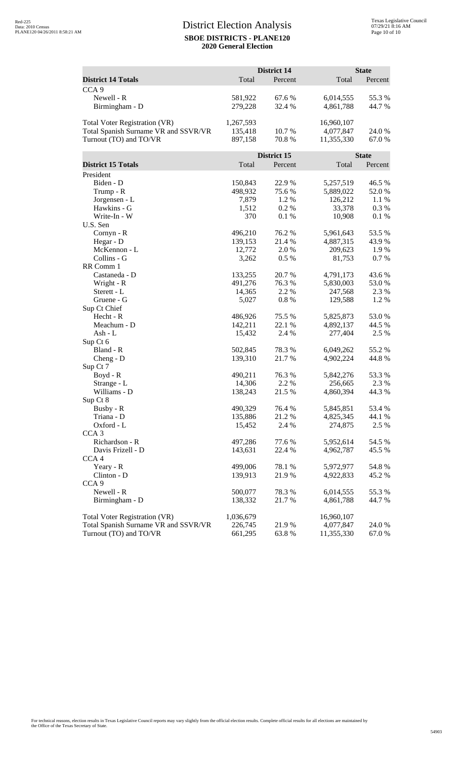# District Election Analysis

**SBOE DISTRICTS - PLANE120**
**2020 General Election**

| | District 14 | | State | |
|---|---|---|---|---|
| **District 14 Totals** | Total | Percent | Total | Percent |
| CCA 9 | | | | |
| Newell - R | 581,922 | 67.6 % | 6,014,555 | 55.3 % |
| Birmingham - D | 279,228 | 32.4 % | 4,861,788 | 44.7 % |
| | | | | |
| Total Voter Registration (VR) | 1,267,593 | | 16,960,107 | |
| Total Spanish Surname VR and SSVR/VR | 135,418 | 10.7 % | 4,077,847 | 24.0 % |
| Turnout (TO) and TO/VR | 897,158 | 70.8 % | 11,355,330 | 67.0 % |

| | District 15 | | State | |
|---|---|---|---|---|
| **District 15 Totals** | Total | Percent | Total | Percent |
| President | | | | |
| Biden - D | 150,843 | 22.9 % | 5,257,519 | 46.5 % |
| Trump - R | 498,932 | 75.6 % | 5,889,022 | 52.0 % |
| Jorgensen - L | 7,879 | 1.2 % | 126,212 | 1.1 % |
| Hawkins - G | 1,512 | 0.2 % | 33,378 | 0.3 % |
| Write-In - W | 370 | 0.1 % | 10,908 | 0.1 % |
| U.S. Sen | | | | |
| Cornyn - R | 496,210 | 76.2 % | 5,961,643 | 53.5 % |
| Hegar - D | 139,153 | 21.4 % | 4,887,315 | 43.9 % |
| McKennon - L | 12,772 | 2.0 % | 209,623 | 1.9 % |
| Collins - G | 3,262 | 0.5 % | 81,753 | 0.7 % |
| RR Comm 1 | | | | |
| Castaneda - D | 133,255 | 20.7 % | 4,791,173 | 43.6 % |
| Wright - R | 491,276 | 76.3 % | 5,830,003 | 53.0 % |
| Sterett - L | 14,365 | 2.2 % | 247,568 | 2.3 % |
| Gruene - G | 5,027 | 0.8 % | 129,588 | 1.2 % |
| Sup Ct Chief | | | | |
| Hecht - R | 486,926 | 75.5 % | 5,825,873 | 53.0 % |
| Meachum - D | 142,211 | 22.1 % | 4,892,137 | 44.5 % |
| Ash - L | 15,432 | 2.4 % | 277,404 | 2.5 % |
| Sup Ct 6 | | | | |
| Bland - R | 502,845 | 78.3 % | 6,049,262 | 55.2 % |
| Cheng - D | 139,310 | 21.7 % | 4,902,224 | 44.8 % |
| Sup Ct 7 | | | | |
| Boyd - R | 490,211 | 76.3 % | 5,842,276 | 53.3 % |
| Strange - L | 14,306 | 2.2 % | 256,665 | 2.3 % |
| Williams - D | 138,243 | 21.5 % | 4,860,394 | 44.3 % |
| Sup Ct 8 | | | | |
| Busby - R | 490,329 | 76.4 % | 5,845,851 | 53.4 % |
| Triana - D | 135,886 | 21.2 % | 4,825,345 | 44.1 % |
| Oxford - L | 15,452 | 2.4 % | 274,875 | 2.5 % |
| CCA 3 | | | | |
| Richardson - R | 497,286 | 77.6 % | 5,952,614 | 54.5 % |
| Davis Frizell - D | 143,631 | 22.4 % | 4,962,787 | 45.5 % |
| CCA 4 | | | | |
| Yeary - R | 499,006 | 78.1 % | 5,972,977 | 54.8 % |
| Clinton - D | 139,913 | 21.9 % | 4,922,833 | 45.2 % |
| CCA 9 | | | | |
| Newell - R | 500,077 | 78.3 % | 6,014,555 | 55.3 % |
| Birmingham - D | 138,332 | 21.7 % | 4,861,788 | 44.7 % |
| | | | | |
| Total Voter Registration (VR) | 1,036,679 | | 16,960,107 | |
| Total Spanish Surname VR and SSVR/VR | 226,745 | 21.9 % | 4,077,847 | 24.0 % |
| Turnout (TO) and TO/VR | 661,295 | 63.8 % | 11,355,330 | 67.0 % |

For technical reasons, election results in Texas Legislative Council reports may vary slightly from the official election results. Complete official results for all elections are maintained by the Office of the Texas Secretary of State.